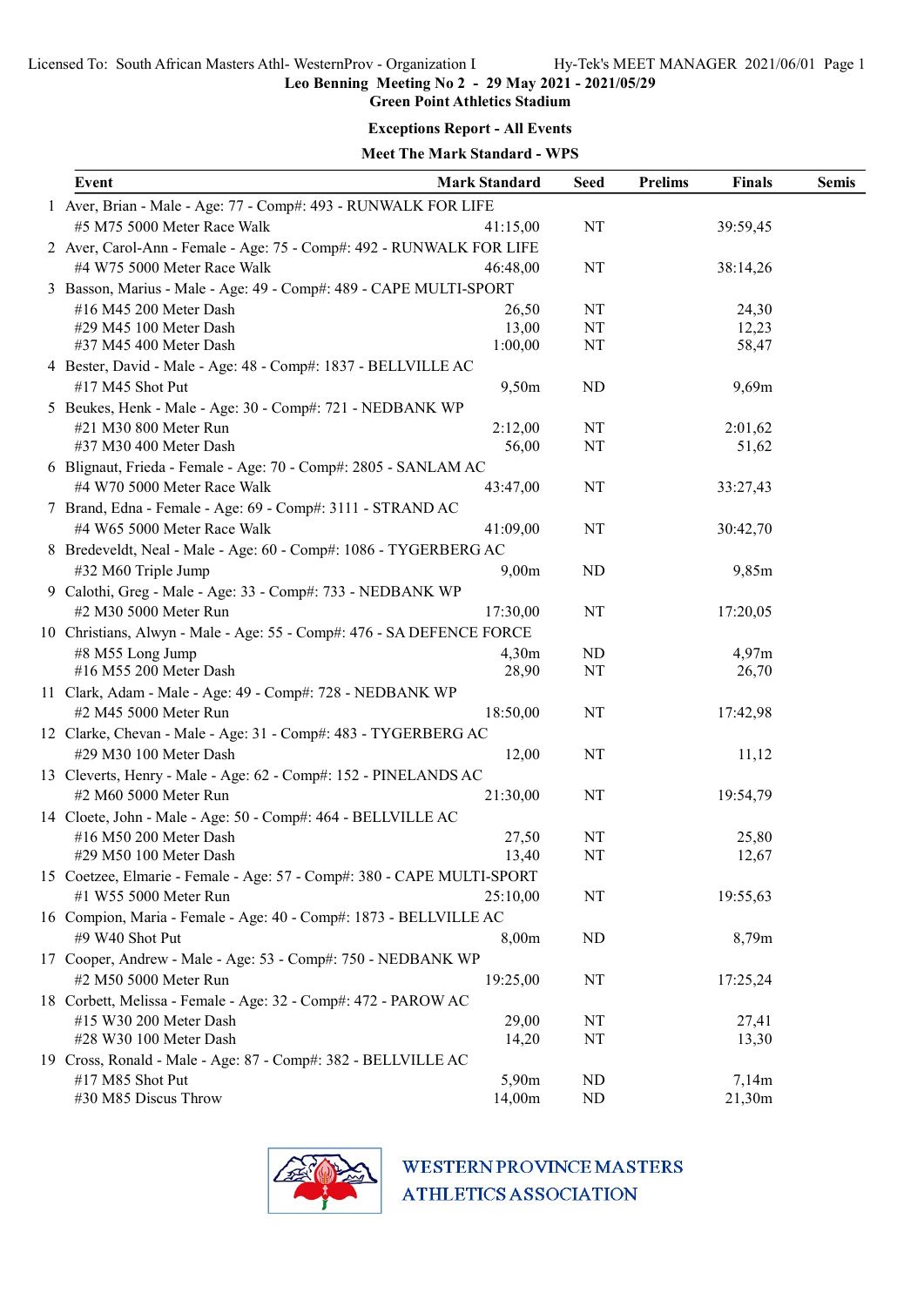Licensed To: South African Masters Athl- WesternProv - Organization I    Hy-Tek's MEET MANAGER 2021/06/01

**Leo Benning Meeting No 2 - 29 May 2021 - 2021/05/29**

**Green Point Athletics Stadium**

**Exceptions Report - All Events**

**Meet The Mark Standard - WPS**

| | Event | Mark Standard | Seed | Prelims | Finals | Semis |
|---|---|---|---|---|---|---|
| 1 | Aver, Brian - Male - Age: 77 - Comp#: 493 - RUNWALK FOR LIFE | | | | | |
| | #5 M75 5000 Meter Race Walk | 41:15,00 | NT | | 39:59,45 | |
| 2 | Aver, Carol-Ann - Female - Age: 75 - Comp#: 492 - RUNWALK FOR LIFE | | | | | |
| | #4 W75 5000 Meter Race Walk | 46:48,00 | NT | | 38:14,26 | |
| 3 | Basson, Marius - Male - Age: 49 - Comp#: 489 - CAPE MULTI-SPORT | | | | | |
| | #16 M45 200 Meter Dash | 26,50 | NT | | 24,30 | |
| | #29 M45 100 Meter Dash | 13,00 | NT | | 12,23 | |
| | #37 M45 400 Meter Dash | 1:00,00 | NT | | 58,47 | |
| 4 | Bester, David - Male - Age: 48 - Comp#: 1837 - BELLVILLE AC | | | | | |
| | #17 M45 Shot Put | 9,50m | ND | | 9,69m | |
| 5 | Beukes, Henk - Male - Age: 30 - Comp#: 721 - NEDBANK WP | | | | | |
| | #21 M30 800 Meter Run | 2:12,00 | NT | | 2:01,62 | |
| | #37 M30 400 Meter Dash | 56,00 | NT | | 51,62 | |
| 6 | Blignaut, Frieda - Female - Age: 70 - Comp#: 2805 - SANLAM AC | | | | | |
| | #4 W70 5000 Meter Race Walk | 43:47,00 | NT | | 33:27,43 | |
| 7 | Brand, Edna - Female - Age: 69 - Comp#: 3111 - STRAND AC | | | | | |
| | #4 W65 5000 Meter Race Walk | 41:09,00 | NT | | 30:42,70 | |
| 8 | Bredeveldt, Neal - Male - Age: 60 - Comp#: 1086 - TYGERBERG AC | | | | | |
| | #32 M60 Triple Jump | 9,00m | ND | | 9,85m | |
| 9 | Calothi, Greg - Male - Age: 33 - Comp#: 733 - NEDBANK WP | | | | | |
| | #2 M30 5000 Meter Run | 17:30,00 | NT | | 17:20,05 | |
| 10 | Christians, Alwyn - Male - Age: 55 - Comp#: 476 - SA DEFENCE FORCE | | | | | |
| | #8 M55 Long Jump | 4,30m | ND | | 4,97m | |
| | #16 M55 200 Meter Dash | 28,90 | NT | | 26,70 | |
| 11 | Clark, Adam - Male - Age: 49 - Comp#: 728 - NEDBANK WP | | | | | |
| | #2 M45 5000 Meter Run | 18:50,00 | NT | | 17:42,98 | |
| 12 | Clarke, Chevan - Male - Age: 31 - Comp#: 483 - TYGERBERG AC | | | | | |
| | #29 M30 100 Meter Dash | 12,00 | NT | | 11,12 | |
| 13 | Cleverts, Henry - Male - Age: 62 - Comp#: 152 - PINELANDS AC | | | | | |
| | #2 M60 5000 Meter Run | 21:30,00 | NT | | 19:54,79 | |
| 14 | Cloete, John - Male - Age: 50 - Comp#: 464 - BELLVILLE AC | | | | | |
| | #16 M50 200 Meter Dash | 27,50 | NT | | 25,80 | |
| | #29 M50 100 Meter Dash | 13,40 | NT | | 12,67 | |
| 15 | Coetzee, Elmarie - Female - Age: 57 - Comp#: 380 - CAPE MULTI-SPORT | | | | | |
| | #1 W55 5000 Meter Run | 25:10,00 | NT | | 19:55,63 | |
| 16 | Compion, Maria - Female - Age: 40 - Comp#: 1873 - BELLVILLE AC | | | | | |
| | #9 W40 Shot Put | 8,00m | ND | | 8,79m | |
| 17 | Cooper, Andrew - Male - Age: 53 - Comp#: 750 - NEDBANK WP | | | | | |
| | #2 M50 5000 Meter Run | 19:25,00 | NT | | 17:25,24 | |
| 18 | Corbett, Melissa - Female - Age: 32 - Comp#: 472 - PAROW AC | | | | | |
| | #15 W30 200 Meter Dash | 29,00 | NT | | 27,41 | |
| | #28 W30 100 Meter Dash | 14,20 | NT | | 13,30 | |
| 19 | Cross, Ronald - Male - Age: 87 - Comp#: 382 - BELLVILLE AC | | | | | |
| | #17 M85 Shot Put | 5,90m | ND | | 7,14m | |
| | #30 M85 Discus Throw | 14,00m | ND | | 21,30m | |

WESTERN PROVINCE MASTERS ATHLETICS ASSOCIATION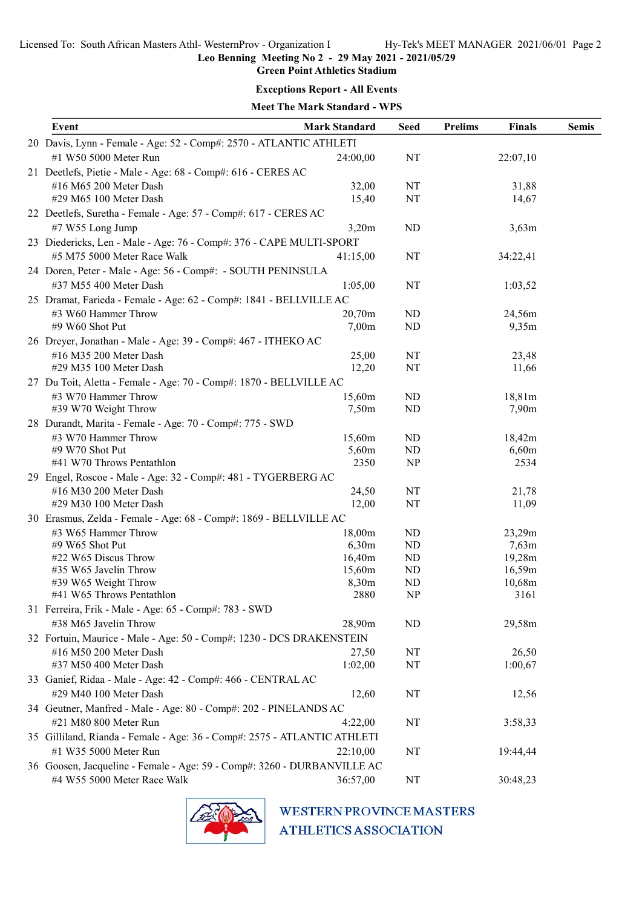Licensed To: South African Masters Athl- WesternProv - Organization I

**Leo Benning Meeting No 2 - 29 May 2021 - 2021/05/29**

**Green Point Athletics Stadium**

## Exceptions Report - All Events

### Meet The Mark Standard - WPS

| Event | Mark Standard | Seed | Prelims | Finals | Semis |
|---|---|---|---|---|---|
| 20 Davis, Lynn - Female - Age: 52 - Comp#: 2570 - ATLANTIC ATHLETI | | | | | |
| #1 W50 5000 Meter Run | 24:00,00 | NT | | 22:07,10 | |
| 21 Deetlefs, Pietie - Male - Age: 68 - Comp#: 616 - CERES AC | | | | | |
| #16 M65 200 Meter Dash | 32,00 | NT | | 31,88 | |
| #29 M65 100 Meter Dash | 15,40 | NT | | 14,67 | |
| 22 Deetlefs, Suretha - Female - Age: 57 - Comp#: 617 - CERES AC | | | | | |
| #7 W55 Long Jump | 3,20m | ND | | 3,63m | |
| 23 Diedericks, Len - Male - Age: 76 - Comp#: 376 - CAPE MULTI-SPORT | | | | | |
| #5 M75 5000 Meter Race Walk | 41:15,00 | NT | | 34:22,41 | |
| 24 Doren, Peter - Male - Age: 56 - Comp#: - SOUTH PENINSULA | | | | | |
| #37 M55 400 Meter Dash | 1:05,00 | NT | | 1:03,52 | |
| 25 Dramat, Farieda - Female - Age: 62 - Comp#: 1841 - BELLVILLE AC | | | | | |
| #3 W60 Hammer Throw | 20,70m | ND | | 24,56m | |
| #9 W60 Shot Put | 7,00m | ND | | 9,35m | |
| 26 Dreyer, Jonathan - Male - Age: 39 - Comp#: 467 - ITHEKO AC | | | | | |
| #16 M35 200 Meter Dash | 25,00 | NT | | 23,48 | |
| #29 M35 100 Meter Dash | 12,20 | NT | | 11,66 | |
| 27 Du Toit, Aletta - Female - Age: 70 - Comp#: 1870 - BELLVILLE AC | | | | | |
| #3 W70 Hammer Throw | 15,60m | ND | | 18,81m | |
| #39 W70 Weight Throw | 7,50m | ND | | 7,90m | |
| 28 Durandt, Marita - Female - Age: 70 - Comp#: 775 - SWD | | | | | |
| #3 W70 Hammer Throw | 15,60m | ND | | 18,42m | |
| #9 W70 Shot Put | 5,60m | ND | | 6,60m | |
| #41 W70 Throws Pentathlon | 2350 | NP | | 2534 | |
| 29 Engel, Roscoe - Male - Age: 32 - Comp#: 481 - TYGERBERG AC | | | | | |
| #16 M30 200 Meter Dash | 24,50 | NT | | 21,78 | |
| #29 M30 100 Meter Dash | 12,00 | NT | | 11,09 | |
| 30 Erasmus, Zelda - Female - Age: 68 - Comp#: 1869 - BELLVILLE AC | | | | | |
| #3 W65 Hammer Throw | 18,00m | ND | | 23,29m | |
| #9 W65 Shot Put | 6,30m | ND | | 7,63m | |
| #22 W65 Discus Throw | 16,40m | ND | | 19,28m | |
| #35 W65 Javelin Throw | 15,60m | ND | | 16,59m | |
| #39 W65 Weight Throw | 8,30m | ND | | 10,68m | |
| #41 W65 Throws Pentathlon | 2880 | NP | | 3161 | |
| 31 Ferreira, Frik - Male - Age: 65 - Comp#: 783 - SWD | | | | | |
| #38 M65 Javelin Throw | 28,90m | ND | | 29,58m | |
| 32 Fortuin, Maurice - Male - Age: 50 - Comp#: 1230 - DCS DRAKENSTEIN | | | | | |
| #16 M50 200 Meter Dash | 27,50 | NT | | 26,50 | |
| #37 M50 400 Meter Dash | 1:02,00 | NT | | 1:00,67 | |
| 33 Ganief, Ridaa - Male - Age: 42 - Comp#: 466 - CENTRAL AC | | | | | |
| #29 M40 100 Meter Dash | 12,60 | NT | | 12,56 | |
| 34 Geutner, Manfred - Male - Age: 80 - Comp#: 202 - PINELANDS AC | | | | | |
| #21 M80 800 Meter Run | 4:22,00 | NT | | 3:58,33 | |
| 35 Gilliland, Rianda - Female - Age: 36 - Comp#: 2575 - ATLANTIC ATHLETI | | | | | |
| #1 W35 5000 Meter Run | 22:10,00 | NT | | 19:44,44 | |
| 36 Goosen, Jacqueline - Female - Age: 59 - Comp#: 3260 - DURBANVILLE AC | | | | | |
| #4 W55 5000 Meter Race Walk | 36:57,00 | NT | | 30:48,23 | |

WESTERN PROVINCE MASTERS ATHLETICS ASSOCIATION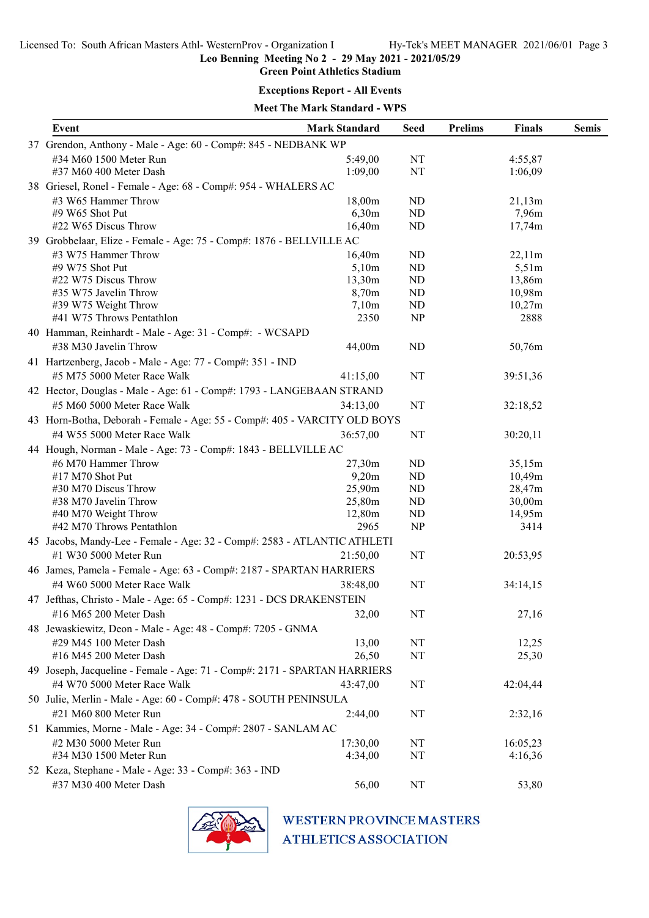Licensed To: South African Masters Athl- WesternProv - Organization I    Hy-Tek's MEET MANAGER 2021/06/01

**Leo Benning Meeting No 2 - 29 May 2021 - 2021/05/29**

**Green Point Athletics Stadium**

### Exceptions Report - All Events

### Meet The Mark Standard - WPS

| Event | Mark Standard | Seed | Prelims | Finals | Semis |
|---|---|---|---|---|---|
| 37 Grendon, Anthony - Male - Age: 60 - Comp#: 845 - NEDBANK WP | | | | | |
| #34 M60 1500 Meter Run | 5:49,00 | NT | | 4:55,87 | |
| #37 M60 400 Meter Dash | 1:09,00 | NT | | 1:06,09 | |
| 38 Griesel, Ronel - Female - Age: 68 - Comp#: 954 - WHALERS AC | | | | | |
| #3 W65 Hammer Throw | 18,00m | ND | | 21,13m | |
| #9 W65 Shot Put | 6,30m | ND | | 7,96m | |
| #22 W65 Discus Throw | 16,40m | ND | | 17,74m | |
| 39 Grobbelaar, Elize - Female - Age: 75 - Comp#: 1876 - BELLVILLE AC | | | | | |
| #3 W75 Hammer Throw | 16,40m | ND | | 22,11m | |
| #9 W75 Shot Put | 5,10m | ND | | 5,51m | |
| #22 W75 Discus Throw | 13,30m | ND | | 13,86m | |
| #35 W75 Javelin Throw | 8,70m | ND | | 10,98m | |
| #39 W75 Weight Throw | 7,10m | ND | | 10,27m | |
| #41 W75 Throws Pentathlon | 2350 | NP | | 2888 | |
| 40 Hamman, Reinhardt - Male - Age: 31 - Comp#: - WCSAPD | | | | | |
| #38 M30 Javelin Throw | 44,00m | ND | | 50,76m | |
| 41 Hartzenberg, Jacob - Male - Age: 77 - Comp#: 351 - IND | | | | | |
| #5 M75 5000 Meter Race Walk | 41:15,00 | NT | | 39:51,36 | |
| 42 Hector, Douglas - Male - Age: 61 - Comp#: 1793 - LANGEBAAN STRAND | | | | | |
| #5 M60 5000 Meter Race Walk | 34:13,00 | NT | | 32:18,52 | |
| 43 Horn-Botha, Deborah - Female - Age: 55 - Comp#: 405 - VARCITY OLD BOYS | | | | | |
| #4 W55 5000 Meter Race Walk | 36:57,00 | NT | | 30:20,11 | |
| 44 Hough, Norman - Male - Age: 73 - Comp#: 1843 - BELLVILLE AC | | | | | |
| #6 M70 Hammer Throw | 27,30m | ND | | 35,15m | |
| #17 M70 Shot Put | 9,20m | ND | | 10,49m | |
| #30 M70 Discus Throw | 25,90m | ND | | 28,47m | |
| #38 M70 Javelin Throw | 25,80m | ND | | 30,00m | |
| #40 M70 Weight Throw | 12,80m | ND | | 14,95m | |
| #42 M70 Throws Pentathlon | 2965 | NP | | 3414 | |
| 45 Jacobs, Mandy-Lee - Female - Age: 32 - Comp#: 2583 - ATLANTIC ATHLETI | | | | | |
| #1 W30 5000 Meter Run | 21:50,00 | NT | | 20:53,95 | |
| 46 James, Pamela - Female - Age: 63 - Comp#: 2187 - SPARTAN HARRIERS | | | | | |
| #4 W60 5000 Meter Race Walk | 38:48,00 | NT | | 34:14,15 | |
| 47 Jefthas, Christo - Male - Age: 65 - Comp#: 1231 - DCS DRAKENSTEIN | | | | | |
| #16 M65 200 Meter Dash | 32,00 | NT | | 27,16 | |
| 48 Jewaskiewitz, Deon - Male - Age: 48 - Comp#: 7205 - GNMA | | | | | |
| #29 M45 100 Meter Dash | 13,00 | NT | | 12,25 | |
| #16 M45 200 Meter Dash | 26,50 | NT | | 25,30 | |
| 49 Joseph, Jacqueline - Female - Age: 71 - Comp#: 2171 - SPARTAN HARRIERS | | | | | |
| #4 W70 5000 Meter Race Walk | 43:47,00 | NT | | 42:04,44 | |
| 50 Julie, Merlin - Male - Age: 60 - Comp#: 478 - SOUTH PENINSULA | | | | | |
| #21 M60 800 Meter Run | 2:44,00 | NT | | 2:32,16 | |
| 51 Kammies, Morne - Male - Age: 34 - Comp#: 2807 - SANLAM AC | | | | | |
| #2 M30 5000 Meter Run | 17:30,00 | NT | | 16:05,23 | |
| #34 M30 1500 Meter Run | 4:34,00 | NT | | 4:16,36 | |
| 52 Keza, Stephane - Male - Age: 33 - Comp#: 363 - IND | | | | | |
| #37 M30 400 Meter Dash | 56,00 | NT | | 53,80 | |

WESTERN PROVINCE MASTERS ATHLETICS ASSOCIATION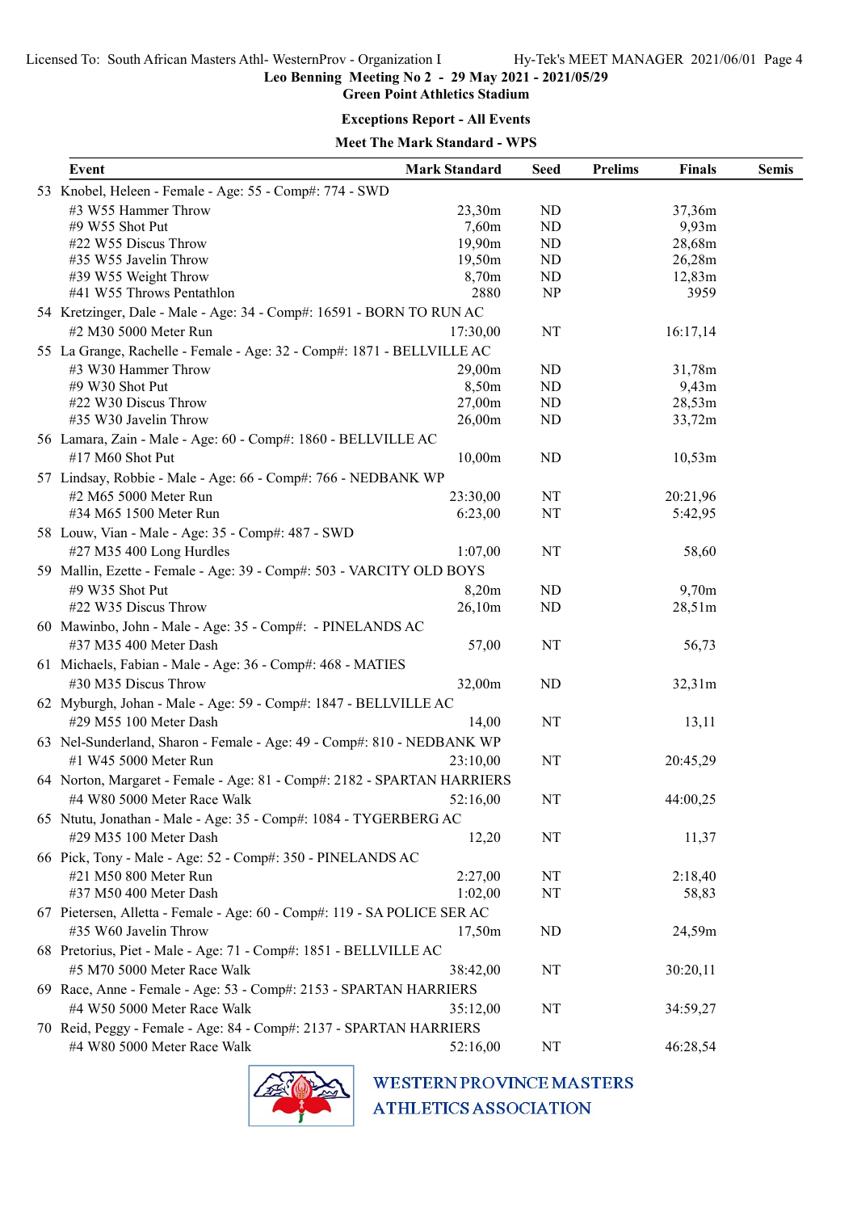Licensed To: South African Masters Athl- WesternProv - Organization I

**Leo Benning Meeting No 2 - 29 May 2021 - 2021/05/29**

**Green Point Athletics Stadium**

**Exceptions Report - All Events**

**Meet The Mark Standard - WPS**

| | Event | Mark Standard | Seed | Prelims | Finals | Semis |
|---|---|---|---|---|---|---|
| 53 | Knobel, Heleen - Female - Age: 55 - Comp#: 774 - SWD | | | | | |
| | #3 W55 Hammer Throw | 23,30m | ND | | 37,36m | |
| | #9 W55 Shot Put | 7,60m | ND | | 9,93m | |
| | #22 W55 Discus Throw | 19,90m | ND | | 28,68m | |
| | #35 W55 Javelin Throw | 19,50m | ND | | 26,28m | |
| | #39 W55 Weight Throw | 8,70m | ND | | 12,83m | |
| | #41 W55 Throws Pentathlon | 2880 | NP | | 3959 | |
| 54 | Kretzinger, Dale - Male - Age: 34 - Comp#: 16591 - BORN TO RUN AC | | | | | |
| | #2 M30 5000 Meter Run | 17:30,00 | NT | | 16:17,14 | |
| 55 | La Grange, Rachelle - Female - Age: 32 - Comp#: 1871 - BELLVILLE AC | | | | | |
| | #3 W30 Hammer Throw | 29,00m | ND | | 31,78m | |
| | #9 W30 Shot Put | 8,50m | ND | | 9,43m | |
| | #22 W30 Discus Throw | 27,00m | ND | | 28,53m | |
| | #35 W30 Javelin Throw | 26,00m | ND | | 33,72m | |
| 56 | Lamara, Zain - Male - Age: 60 - Comp#: 1860 - BELLVILLE AC | | | | | |
| | #17 M60 Shot Put | 10,00m | ND | | 10,53m | |
| 57 | Lindsay, Robbie - Male - Age: 66 - Comp#: 766 - NEDBANK WP | | | | | |
| | #2 M65 5000 Meter Run | 23:30,00 | NT | | 20:21,96 | |
| | #34 M65 1500 Meter Run | 6:23,00 | NT | | 5:42,95 | |
| 58 | Louw, Vian - Male - Age: 35 - Comp#: 487 - SWD | | | | | |
| | #27 M35 400 Long Hurdles | 1:07,00 | NT | | 58,60 | |
| 59 | Mallin, Ezette - Female - Age: 39 - Comp#: 503 - VARCITY OLD BOYS | | | | | |
| | #9 W35 Shot Put | 8,20m | ND | | 9,70m | |
| | #22 W35 Discus Throw | 26,10m | ND | | 28,51m | |
| 60 | Mawinbo, John - Male - Age: 35 - Comp#: - PINELANDS AC | | | | | |
| | #37 M35 400 Meter Dash | 57,00 | NT | | 56,73 | |
| 61 | Michaels, Fabian - Male - Age: 36 - Comp#: 468 - MATIES | | | | | |
| | #30 M35 Discus Throw | 32,00m | ND | | 32,31m | |
| 62 | Myburgh, Johan - Male - Age: 59 - Comp#: 1847 - BELLVILLE AC | | | | | |
| | #29 M55 100 Meter Dash | 14,00 | NT | | 13,11 | |
| 63 | Nel-Sunderland, Sharon - Female - Age: 49 - Comp#: 810 - NEDBANK WP | | | | | |
| | #1 W45 5000 Meter Run | 23:10,00 | NT | | 20:45,29 | |
| 64 | Norton, Margaret - Female - Age: 81 - Comp#: 2182 - SPARTAN HARRIERS | | | | | |
| | #4 W80 5000 Meter Race Walk | 52:16,00 | NT | | 44:00,25 | |
| 65 | Ntutu, Jonathan - Male - Age: 35 - Comp#: 1084 - TYGERBERG AC | | | | | |
| | #29 M35 100 Meter Dash | 12,20 | NT | | 11,37 | |
| 66 | Pick, Tony - Male - Age: 52 - Comp#: 350 - PINELANDS AC | | | | | |
| | #21 M50 800 Meter Run | 2:27,00 | NT | | 2:18,40 | |
| | #37 M50 400 Meter Dash | 1:02,00 | NT | | 58,83 | |
| 67 | Pietersen, Alletta - Female - Age: 60 - Comp#: 119 - SA POLICE SER AC | | | | | |
| | #35 W60 Javelin Throw | 17,50m | ND | | 24,59m | |
| 68 | Pretorius, Piet - Male - Age: 71 - Comp#: 1851 - BELLVILLE AC | | | | | |
| | #5 M70 5000 Meter Race Walk | 38:42,00 | NT | | 30:20,11 | |
| 69 | Race, Anne - Female - Age: 53 - Comp#: 2153 - SPARTAN HARRIERS | | | | | |
| | #4 W50 5000 Meter Race Walk | 35:12,00 | NT | | 34:59,27 | |
| 70 | Reid, Peggy - Female - Age: 84 - Comp#: 2137 - SPARTAN HARRIERS | | | | | |
| | #4 W80 5000 Meter Race Walk | 52:16,00 | NT | | 46:28,54 | |

WESTERN PROVINCE MASTERS ATHLETICS ASSOCIATION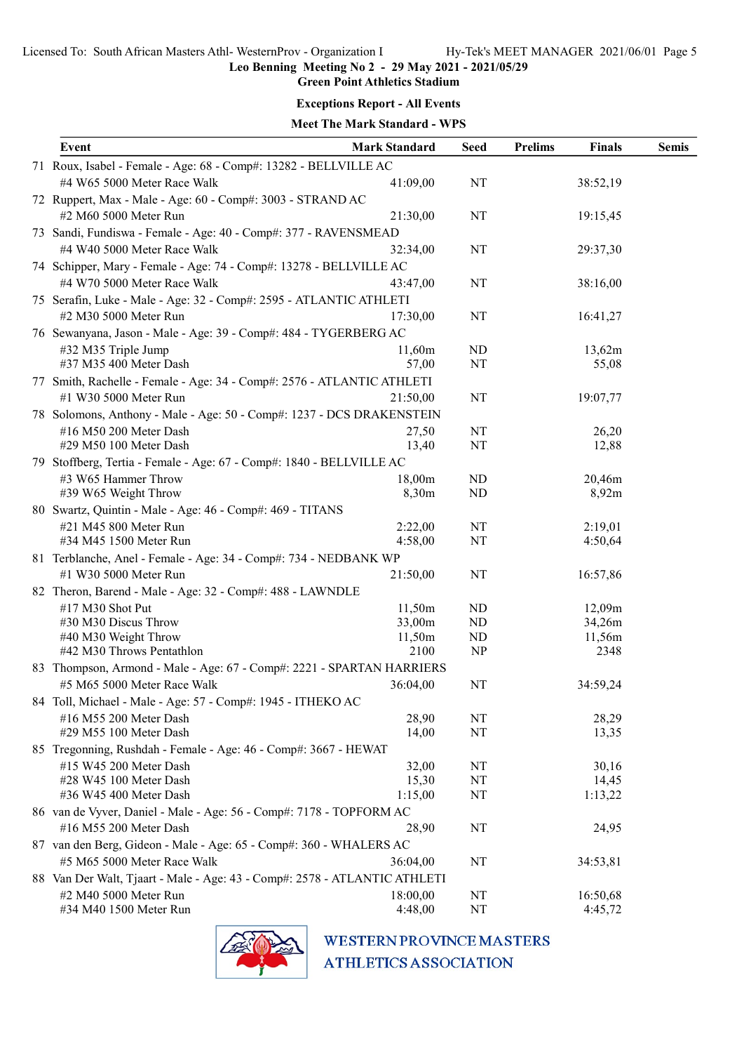Licensed To: South African Masters Athl- WesternProv - Organization I Hy-Tek's MEET MANAGER 2021/06/01

**Leo Benning Meeting No 2 - 29 May 2021 - 2021/05/29**

**Green Point Athletics Stadium**

## Exceptions Report - All Events

### Meet The Mark Standard - WPS

| Event | Mark Standard | Seed | Prelims | Finals | Semis |
|---|---|---|---|---|---|
| 71 Roux, Isabel - Female - Age: 68 - Comp#: 13282 - BELLVILLE AC | | | | | |
| #4 W65 5000 Meter Race Walk | 41:09,00 | NT | | 38:52,19 | |
| 72 Ruppert, Max - Male - Age: 60 - Comp#: 3003 - STRAND AC | | | | | |
| #2 M60 5000 Meter Run | 21:30,00 | NT | | 19:15,45 | |
| 73 Sandi, Fundiswa - Female - Age: 40 - Comp#: 377 - RAVENSMEAD | | | | | |
| #4 W40 5000 Meter Race Walk | 32:34,00 | NT | | 29:37,30 | |
| 74 Schipper, Mary - Female - Age: 74 - Comp#: 13278 - BELLVILLE AC | | | | | |
| #4 W70 5000 Meter Race Walk | 43:47,00 | NT | | 38:16,00 | |
| 75 Serafin, Luke - Male - Age: 32 - Comp#: 2595 - ATLANTIC ATHLETI | | | | | |
| #2 M30 5000 Meter Run | 17:30,00 | NT | | 16:41,27 | |
| 76 Sewanyana, Jason - Male - Age: 39 - Comp#: 484 - TYGERBERG AC | | | | | |
| #32 M35 Triple Jump | 11,60m | ND | | 13,62m | |
| #37 M35 400 Meter Dash | 57,00 | NT | | 55,08 | |
| 77 Smith, Rachelle - Female - Age: 34 - Comp#: 2576 - ATLANTIC ATHLETI | | | | | |
| #1 W30 5000 Meter Run | 21:50,00 | NT | | 19:07,77 | |
| 78 Solomons, Anthony - Male - Age: 50 - Comp#: 1237 - DCS DRAKENSTEIN | | | | | |
| #16 M50 200 Meter Dash | 27,50 | NT | | 26,20 | |
| #29 M50 100 Meter Dash | 13,40 | NT | | 12,88 | |
| 79 Stoffberg, Tertia - Female - Age: 67 - Comp#: 1840 - BELLVILLE AC | | | | | |
| #3 W65 Hammer Throw | 18,00m | ND | | 20,46m | |
| #39 W65 Weight Throw | 8,30m | ND | | 8,92m | |
| 80 Swartz, Quintin - Male - Age: 46 - Comp#: 469 - TITANS | | | | | |
| #21 M45 800 Meter Run | 2:22,00 | NT | | 2:19,01 | |
| #34 M45 1500 Meter Run | 4:58,00 | NT | | 4:50,64 | |
| 81 Terblanche, Anel - Female - Age: 34 - Comp#: 734 - NEDBANK WP | | | | | |
| #1 W30 5000 Meter Run | 21:50,00 | NT | | 16:57,86 | |
| 82 Theron, Barend - Male - Age: 32 - Comp#: 488 - LAWNDLE | | | | | |
| #17 M30 Shot Put | 11,50m | ND | | 12,09m | |
| #30 M30 Discus Throw | 33,00m | ND | | 34,26m | |
| #40 M30 Weight Throw | 11,50m | ND | | 11,56m | |
| #42 M30 Throws Pentathlon | 2100 | NP | | 2348 | |
| 83 Thompson, Armond - Male - Age: 67 - Comp#: 2221 - SPARTAN HARRIERS | | | | | |
| #5 M65 5000 Meter Race Walk | 36:04,00 | NT | | 34:59,24 | |
| 84 Toll, Michael - Male - Age: 57 - Comp#: 1945 - ITHEKO AC | | | | | |
| #16 M55 200 Meter Dash | 28,90 | NT | | 28,29 | |
| #29 M55 100 Meter Dash | 14,00 | NT | | 13,35 | |
| 85 Tregonning, Rushdah - Female - Age: 46 - Comp#: 3667 - HEWAT | | | | | |
| #15 W45 200 Meter Dash | 32,00 | NT | | 30,16 | |
| #28 W45 100 Meter Dash | 15,30 | NT | | 14,45 | |
| #36 W45 400 Meter Dash | 1:15,00 | NT | | 1:13,22 | |
| 86 van de Vyver, Daniel - Male - Age: 56 - Comp#: 7178 - TOPFORM AC | | | | | |
| #16 M55 200 Meter Dash | 28,90 | NT | | 24,95 | |
| 87 van den Berg, Gideon - Male - Age: 65 - Comp#: 360 - WHALERS AC | | | | | |
| #5 M65 5000 Meter Race Walk | 36:04,00 | NT | | 34:53,81 | |
| 88 Van Der Walt, Tjaart - Male - Age: 43 - Comp#: 2578 - ATLANTIC ATHLETI | | | | | |
| #2 M40 5000 Meter Run | 18:00,00 | NT | | 16:50,68 | |
| #34 M40 1500 Meter Run | 4:48,00 | NT | | 4:45,72 | |

WESTERN PROVINCE MASTERS ATHLETICS ASSOCIATION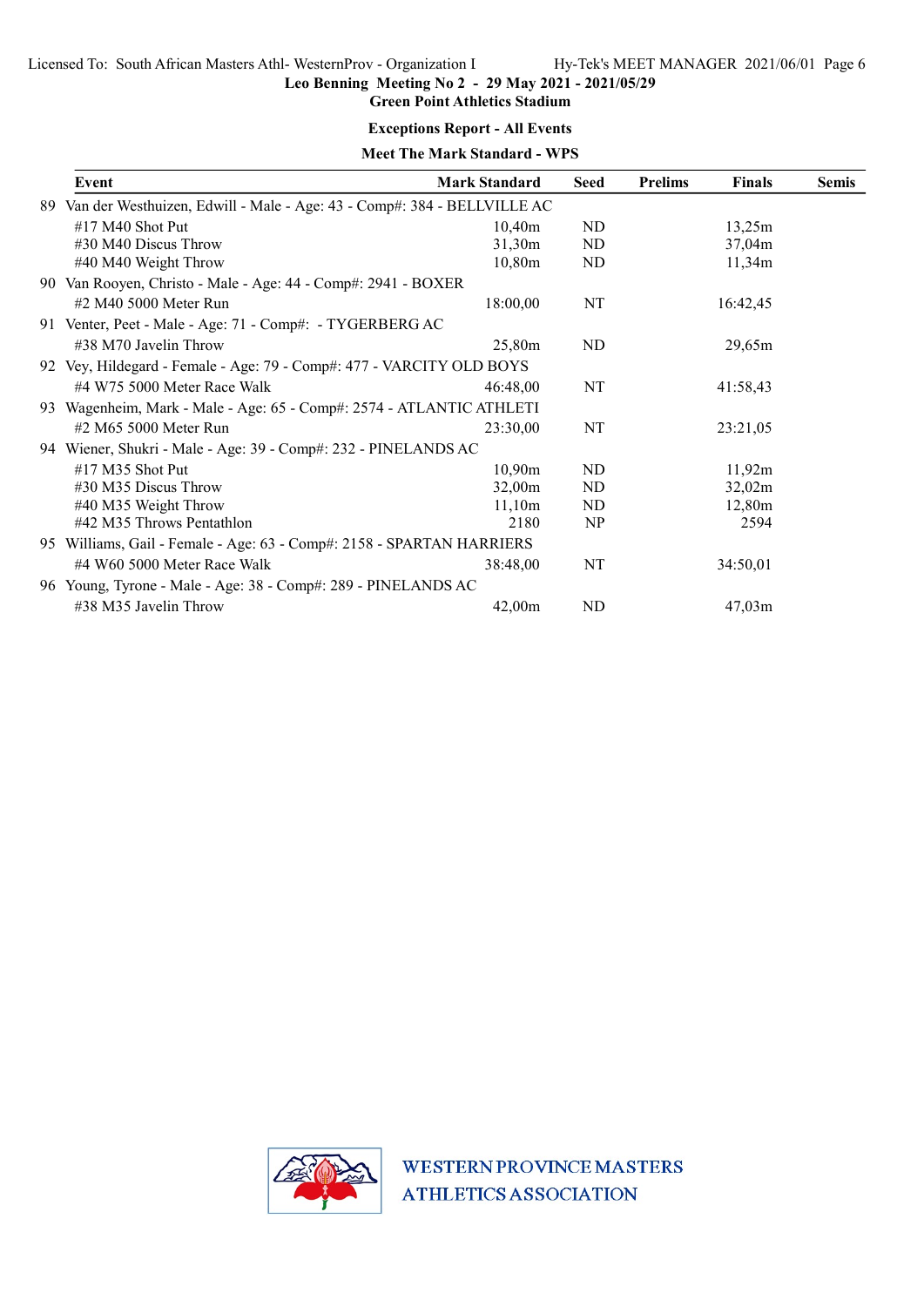Licensed To: South African Masters Athl- WesternProv - Organization I    Hy-Tek's MEET MANAGER 2021/06/01

**Leo Benning Meeting No 2 - 29 May 2021 - 2021/05/29**

**Green Point Athletics Stadium**

## Exceptions Report - All Events

### Meet The Mark Standard - WPS

| Event | Mark Standard | Seed | Prelims | Finals | Semis |
|---|---|---|---|---|---|
| 89 Van der Westhuizen, Edwill - Male - Age: 43 - Comp#: 384 - BELLVILLE AC | | | | | |
| #17 M40 Shot Put | 10,40m | ND | | 13,25m | |
| #30 M40 Discus Throw | 31,30m | ND | | 37,04m | |
| #40 M40 Weight Throw | 10,80m | ND | | 11,34m | |
| 90 Van Rooyen, Christo - Male - Age: 44 - Comp#: 2941 - BOXER | | | | | |
| #2 M40 5000 Meter Run | 18:00,00 | NT | | 16:42,45 | |
| 91 Venter, Peet - Male - Age: 71 - Comp#: - TYGERBERG AC | | | | | |
| #38 M70 Javelin Throw | 25,80m | ND | | 29,65m | |
| 92 Vey, Hildegard - Female - Age: 79 - Comp#: 477 - VARCITY OLD BOYS | | | | | |
| #4 W75 5000 Meter Race Walk | 46:48,00 | NT | | 41:58,43 | |
| 93 Wagenheim, Mark - Male - Age: 65 - Comp#: 2574 - ATLANTIC ATHLETI | | | | | |
| #2 M65 5000 Meter Run | 23:30,00 | NT | | 23:21,05 | |
| 94 Wiener, Shukri - Male - Age: 39 - Comp#: 232 - PINELANDS AC | | | | | |
| #17 M35 Shot Put | 10,90m | ND | | 11,92m | |
| #30 M35 Discus Throw | 32,00m | ND | | 32,02m | |
| #40 M35 Weight Throw | 11,10m | ND | | 12,80m | |
| #42 M35 Throws Pentathlon | 2180 | NP | | 2594 | |
| 95 Williams, Gail - Female - Age: 63 - Comp#: 2158 - SPARTAN HARRIERS | | | | | |
| #4 W60 5000 Meter Race Walk | 38:48,00 | NT | | 34:50,01 | |
| 96 Young, Tyrone - Male - Age: 38 - Comp#: 289 - PINELANDS AC | | | | | |
| #38 M35 Javelin Throw | 42,00m | ND | | 47,03m | |

WESTERN PROVINCE MASTERS ATHLETICS ASSOCIATION